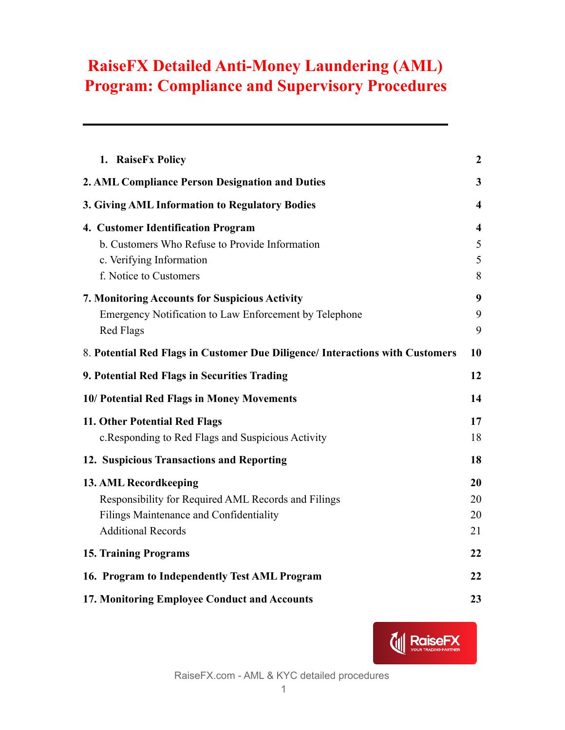# RaiseFX Detailed Anti-Money Laundering (AML) Program: Compliance and Supervisory Procedures

| | |
|---|---|
| **1. RaiseFx Policy** | **2** |
| **2. AML Compliance Person Designation and Duties** | **3** |
| **3. Giving AML Information to Regulatory Bodies** | **4** |
| **4. Customer Identification Program** | **4** |
| b. Customers Who Refuse to Provide Information | 5 |
| c. Verifying Information | 5 |
| f. Notice to Customers | 8 |
| **7. Monitoring Accounts for Suspicious Activity** | **9** |
| Emergency Notification to Law Enforcement by Telephone | 9 |
| Red Flags | 9 |
| 8. **Potential Red Flags in Customer Due Diligence/ Interactions with Customers** | **10** |
| **9. Potential Red Flags in Securities Trading** | **12** |
| **10/ Potential Red Flags in Money Movements** | **14** |
| **11. Other Potential Red Flags** | **17** |
| c.Responding to Red Flags and Suspicious Activity | 18 |
| **12. Suspicious Transactions and Reporting** | **18** |
| **13. AML Recordkeeping** | **20** |
| Responsibility for Required AML Records and Filings | 20 |
| Filings Maintenance and Confidentiality | 20 |
| Additional Records | 21 |
| **15. Training Programs** | **22** |
| **16. Program to Independently Test AML Program** | **22** |
| **17. Monitoring Employee Conduct and Accounts** | **23** |

RaiseFX YOUR TRADING PARTNER

RaiseFX.com - AML & KYC detailed procedures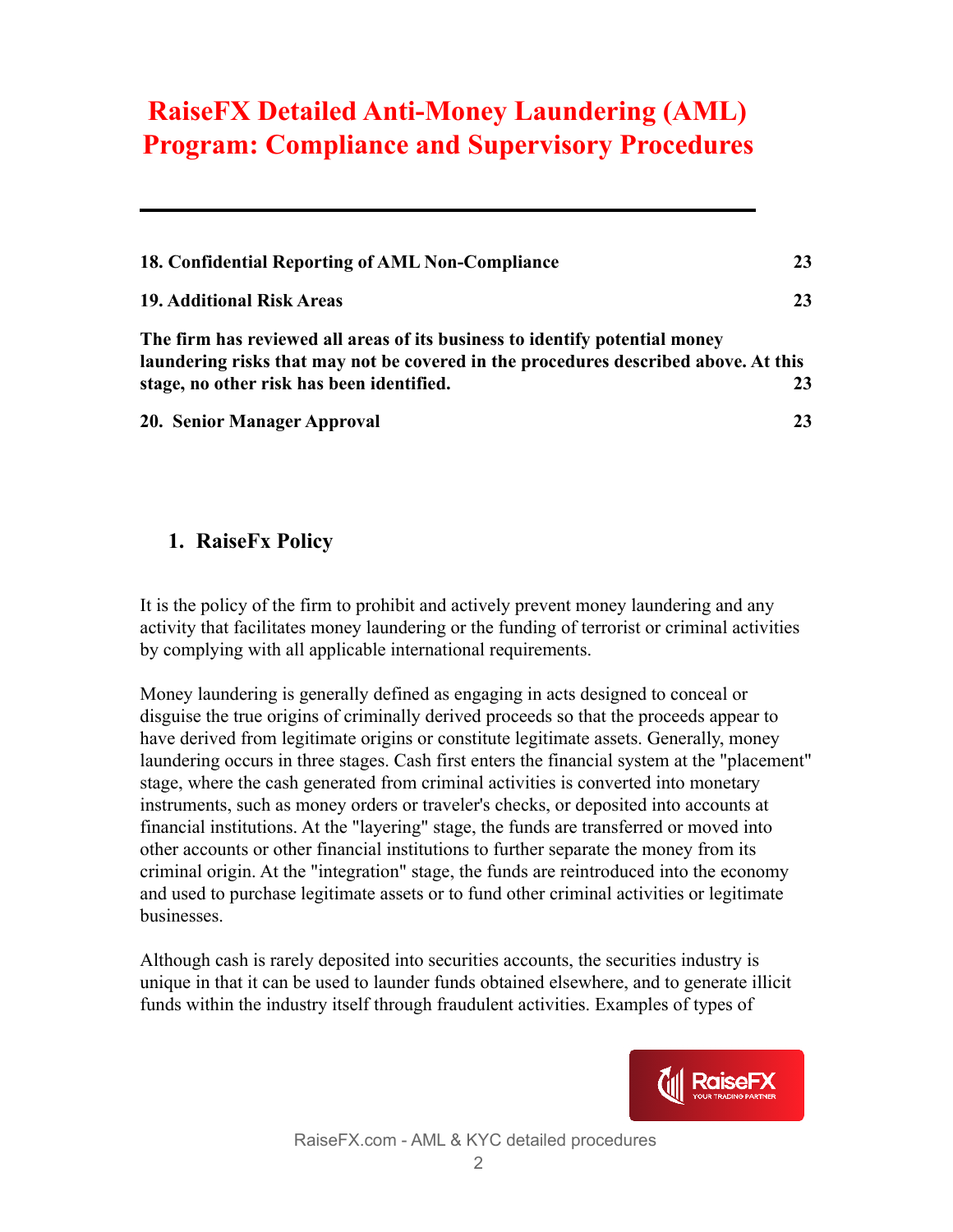# RaiseFX Detailed Anti-Money Laundering (AML) Program: Compliance and Supervisory Procedures

| | |
|---|---|
| **18. Confidential Reporting of AML Non-Compliance** | **23** |
| **19. Additional Risk Areas** | **23** |
| **The firm has reviewed all areas of its business to identify potential money laundering risks that may not be covered in the procedures described above. At this stage, no other risk has been identified.** | **23** |
| **20. Senior Manager Approval** | **23** |

## 1. RaiseFx Policy

It is the policy of the firm to prohibit and actively prevent money laundering and any activity that facilitates money laundering or the funding of terrorist or criminal activities by complying with all applicable international requirements.

Money laundering is generally defined as engaging in acts designed to conceal or disguise the true origins of criminally derived proceeds so that the proceeds appear to have derived from legitimate origins or constitute legitimate assets. Generally, money laundering occurs in three stages. Cash first enters the financial system at the "placement" stage, where the cash generated from criminal activities is converted into monetary instruments, such as money orders or traveler's checks, or deposited into accounts at financial institutions. At the "layering" stage, the funds are transferred or moved into other accounts or other financial institutions to further separate the money from its criminal origin. At the "integration" stage, the funds are reintroduced into the economy and used to purchase legitimate assets or to fund other criminal activities or legitimate businesses.

Although cash is rarely deposited into securities accounts, the securities industry is unique in that it can be used to launder funds obtained elsewhere, and to generate illicit funds within the industry itself through fraudulent activities. Examples of types of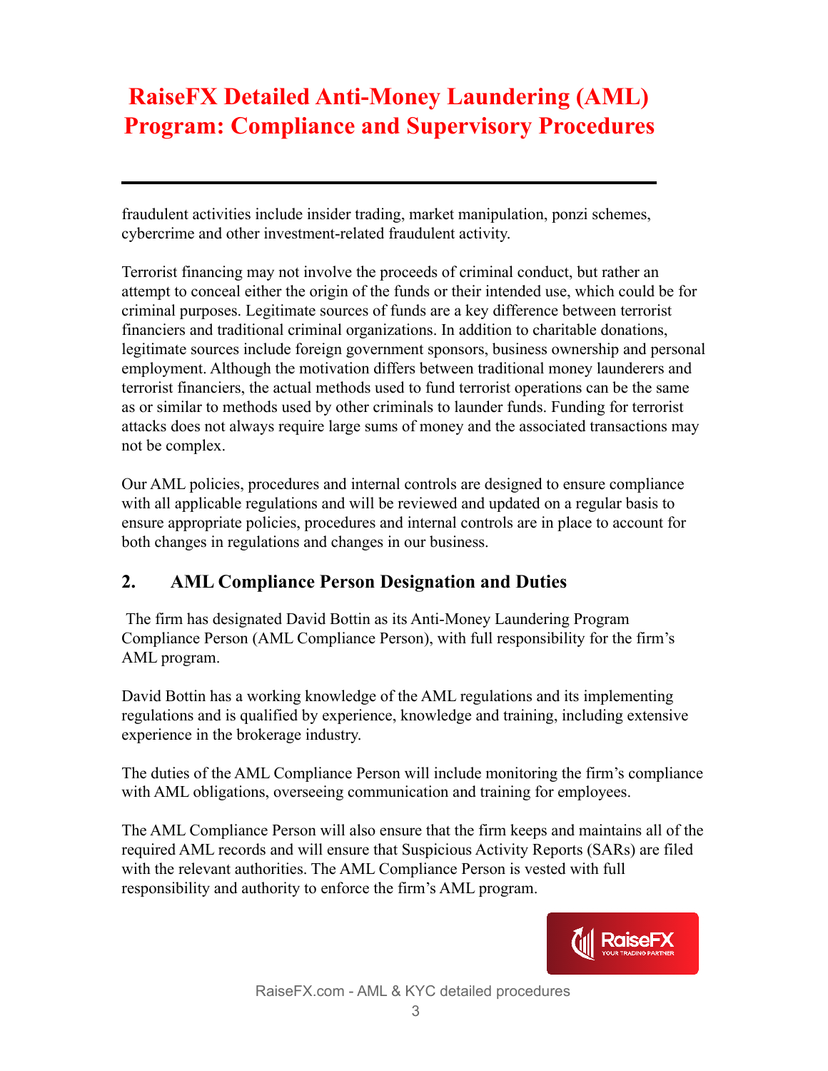fraudulent activities include insider trading, market manipulation, ponzi schemes, cybercrime and other investment-related fraudulent activity.

Terrorist financing may not involve the proceeds of criminal conduct, but rather an attempt to conceal either the origin of the funds or their intended use, which could be for criminal purposes. Legitimate sources of funds are a key difference between terrorist financiers and traditional criminal organizations. In addition to charitable donations, legitimate sources include foreign government sponsors, business ownership and personal employment. Although the motivation differs between traditional money launderers and terrorist financiers, the actual methods used to fund terrorist operations can be the same as or similar to methods used by other criminals to launder funds. Funding for terrorist attacks does not always require large sums of money and the associated transactions may not be complex.

Our AML policies, procedures and internal controls are designed to ensure compliance with all applicable regulations and will be reviewed and updated on a regular basis to ensure appropriate policies, procedures and internal controls are in place to account for both changes in regulations and changes in our business.

## 2. AML Compliance Person Designation and Duties

The firm has designated David Bottin as its Anti-Money Laundering Program Compliance Person (AML Compliance Person), with full responsibility for the firm's AML program.

David Bottin has a working knowledge of the AML regulations and its implementing regulations and is qualified by experience, knowledge and training, including extensive experience in the brokerage industry.

The duties of the AML Compliance Person will include monitoring the firm's compliance with AML obligations, overseeing communication and training for employees.

The AML Compliance Person will also ensure that the firm keeps and maintains all of the required AML records and will ensure that Suspicious Activity Reports (SARs) are filed with the relevant authorities. The AML Compliance Person is vested with full responsibility and authority to enforce the firm's AML program.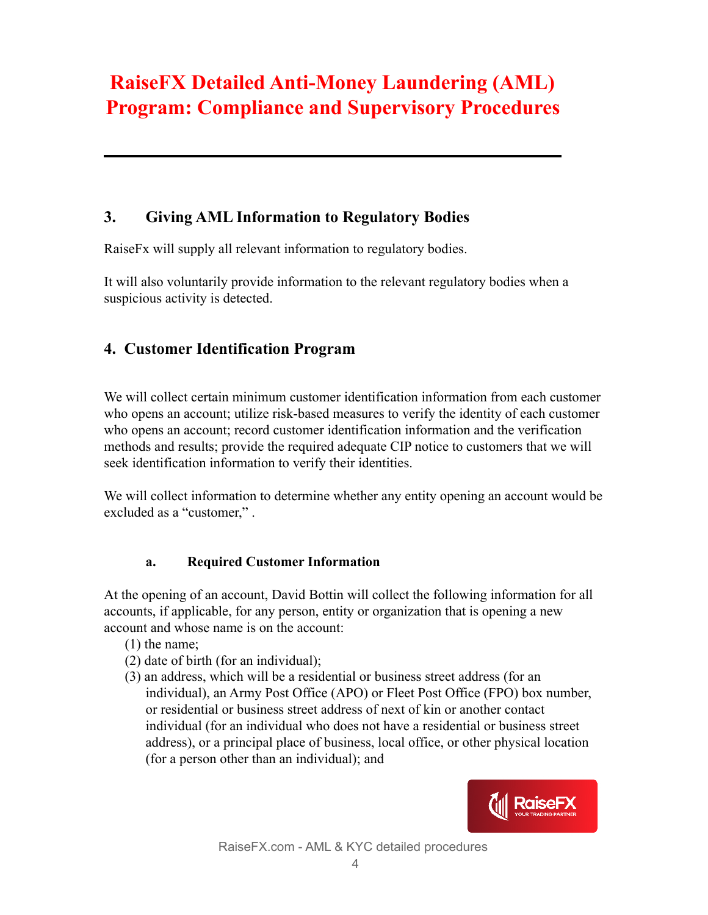# RaiseFX Detailed Anti-Money Laundering (AML) Program: Compliance and Supervisory Procedures

---

## 3. Giving AML Information to Regulatory Bodies

RaiseFx will supply all relevant information to regulatory bodies.

It will also voluntarily provide information to the relevant regulatory bodies when a suspicious activity is detected.

## 4. Customer Identification Program

We will collect certain minimum customer identification information from each customer who opens an account; utilize risk-based measures to verify the identity of each customer who opens an account; record customer identification information and the verification methods and results; provide the required adequate CIP notice to customers that we will seek identification information to verify their identities.

We will collect information to determine whether any entity opening an account would be excluded as a "customer," .

### a. Required Customer Information

At the opening of an account, David Bottin will collect the following information for all accounts, if applicable, for any person, entity or organization that is opening a new account and whose name is on the account:

(1) the name;

(2) date of birth (for an individual);

(3) an address, which will be a residential or business street address (for an individual), an Army Post Office (APO) or Fleet Post Office (FPO) box number, or residential or business street address of next of kin or another contact individual (for an individual who does not have a residential or business street address), or a principal place of business, local office, or other physical location (for a person other than an individual); and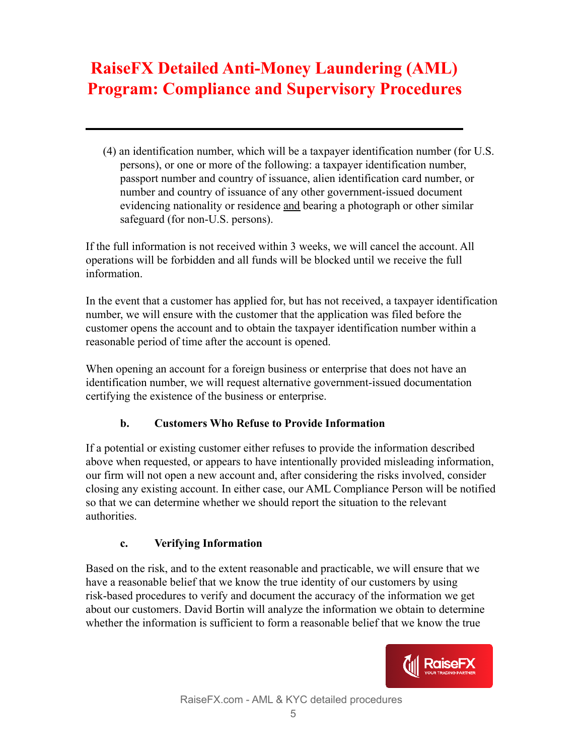# RaiseFX Detailed Anti-Money Laundering (AML) Program: Compliance and Supervisory Procedures

---

(4) an identification number, which will be a taxpayer identification number (for U.S. persons), or one or more of the following: a taxpayer identification number, passport number and country of issuance, alien identification card number, or number and country of issuance of any other government-issued document evidencing nationality or residence <u>and</u> bearing a photograph or other similar safeguard (for non-U.S. persons).

If the full information is not received within 3 weeks, we will cancel the account. All operations will be forbidden and all funds will be blocked until we receive the full information.

In the event that a customer has applied for, but has not received, a taxpayer identification number, we will ensure with the customer that the application was filed before the customer opens the account and to obtain the taxpayer identification number within a reasonable period of time after the account is opened.

When opening an account for a foreign business or enterprise that does not have an identification number, we will request alternative government-issued documentation certifying the existence of the business or enterprise.

### b. Customers Who Refuse to Provide Information

If a potential or existing customer either refuses to provide the information described above when requested, or appears to have intentionally provided misleading information, our firm will not open a new account and, after considering the risks involved, consider closing any existing account. In either case, our AML Compliance Person will be notified so that we can determine whether we should report the situation to the relevant authorities.

### c. Verifying Information

Based on the risk, and to the extent reasonable and practicable, we will ensure that we have a reasonable belief that we know the true identity of our customers by using risk-based procedures to verify and document the accuracy of the information we get about our customers. David Bortin will analyze the information we obtain to determine whether the information is sufficient to form a reasonable belief that we know the true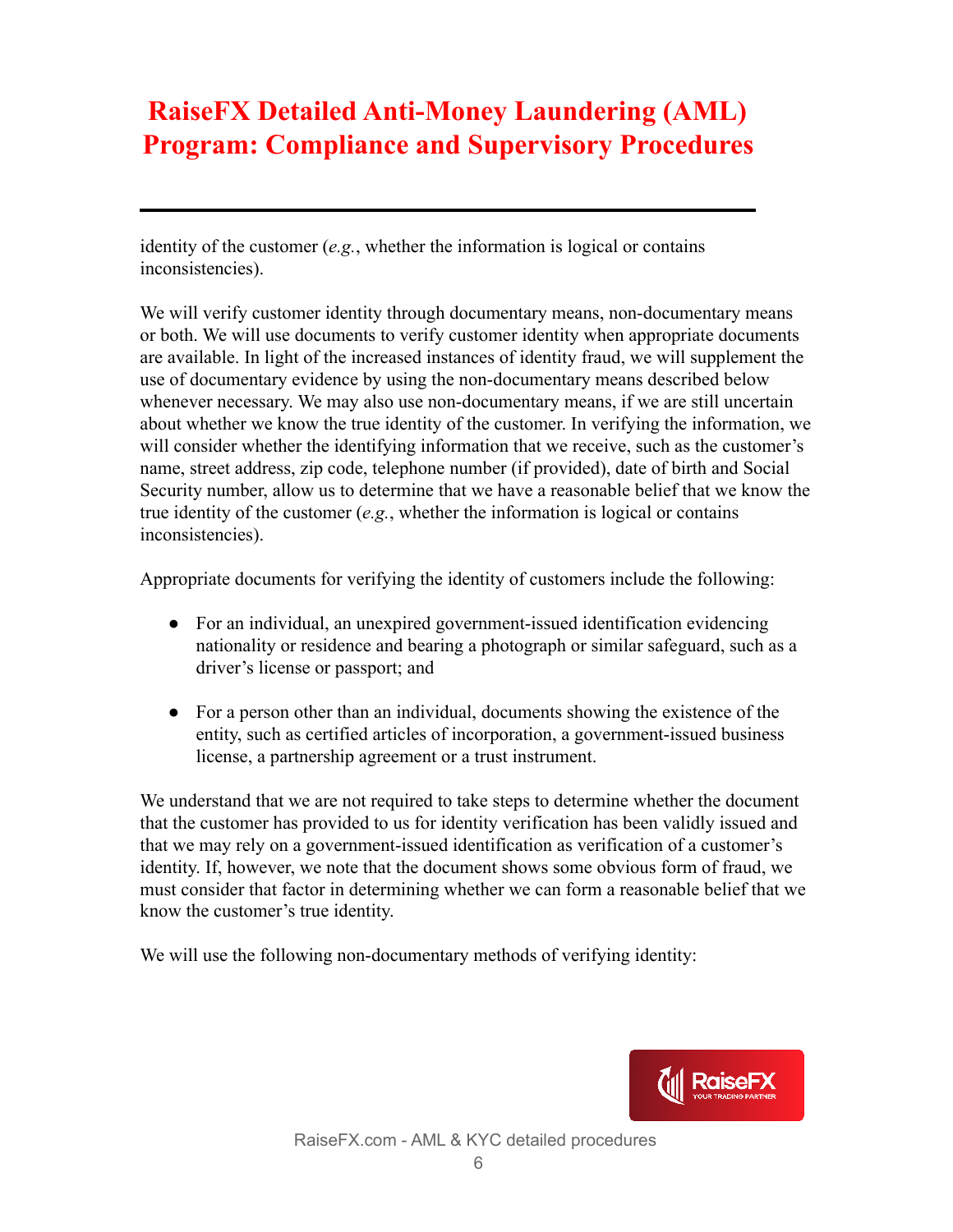identity of the customer (*e.g.*, whether the information is logical or contains inconsistencies).

We will verify customer identity through documentary means, non-documentary means or both. We will use documents to verify customer identity when appropriate documents are available. In light of the increased instances of identity fraud, we will supplement the use of documentary evidence by using the non-documentary means described below whenever necessary. We may also use non-documentary means, if we are still uncertain about whether we know the true identity of the customer. In verifying the information, we will consider whether the identifying information that we receive, such as the customer's name, street address, zip code, telephone number (if provided), date of birth and Social Security number, allow us to determine that we have a reasonable belief that we know the true identity of the customer (*e.g.*, whether the information is logical or contains inconsistencies).

Appropriate documents for verifying the identity of customers include the following:

- For an individual, an unexpired government-issued identification evidencing nationality or residence and bearing a photograph or similar safeguard, such as a driver's license or passport; and

- For a person other than an individual, documents showing the existence of the entity, such as certified articles of incorporation, a government-issued business license, a partnership agreement or a trust instrument.

We understand that we are not required to take steps to determine whether the document that the customer has provided to us for identity verification has been validly issued and that we may rely on a government-issued identification as verification of a customer's identity. If, however, we note that the document shows some obvious form of fraud, we must consider that factor in determining whether we can form a reasonable belief that we know the customer's true identity.

We will use the following non-documentary methods of verifying identity: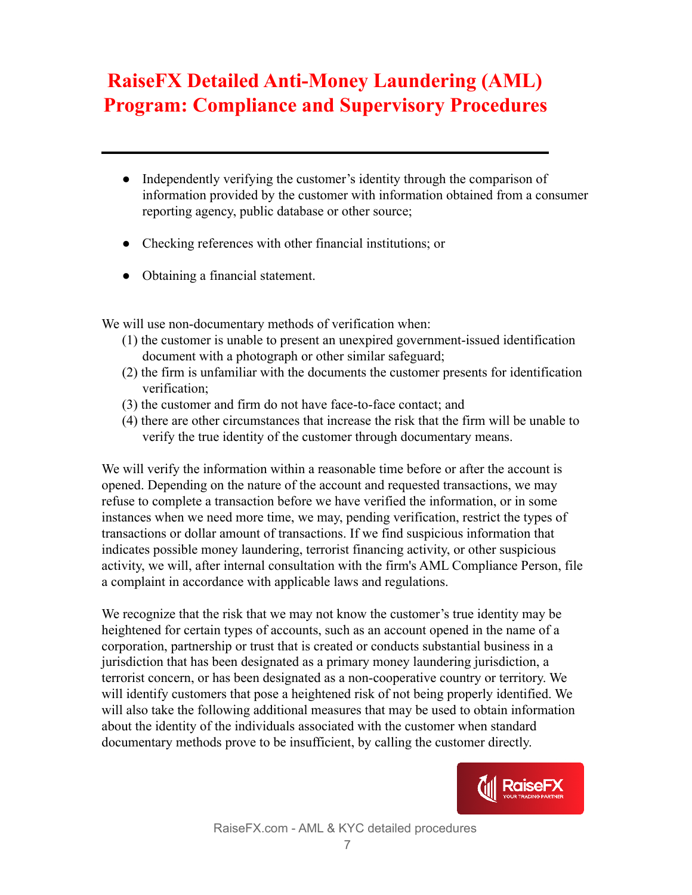# RaiseFX Detailed Anti-Money Laundering (AML) Program: Compliance and Supervisory Procedures

---

- Independently verifying the customer's identity through the comparison of information provided by the customer with information obtained from a consumer reporting agency, public database or other source;
- Checking references with other financial institutions; or
- Obtaining a financial statement.

We will use non-documentary methods of verification when:

(1) the customer is unable to present an unexpired government-issued identification document with a photograph or other similar safeguard;
(2) the firm is unfamiliar with the documents the customer presents for identification verification;
(3) the customer and firm do not have face-to-face contact; and
(4) there are other circumstances that increase the risk that the firm will be unable to verify the true identity of the customer through documentary means.

We will verify the information within a reasonable time before or after the account is opened. Depending on the nature of the account and requested transactions, we may refuse to complete a transaction before we have verified the information, or in some instances when we need more time, we may, pending verification, restrict the types of transactions or dollar amount of transactions. If we find suspicious information that indicates possible money laundering, terrorist financing activity, or other suspicious activity, we will, after internal consultation with the firm's AML Compliance Person, file a complaint in accordance with applicable laws and regulations.

We recognize that the risk that we may not know the customer's true identity may be heightened for certain types of accounts, such as an account opened in the name of a corporation, partnership or trust that is created or conducts substantial business in a jurisdiction that has been designated as a primary money laundering jurisdiction, a terrorist concern, or has been designated as a non-cooperative country or territory. We will identify customers that pose a heightened risk of not being properly identified. We will also take the following additional measures that may be used to obtain information about the identity of the individuals associated with the customer when standard documentary methods prove to be insufficient, by calling the customer directly.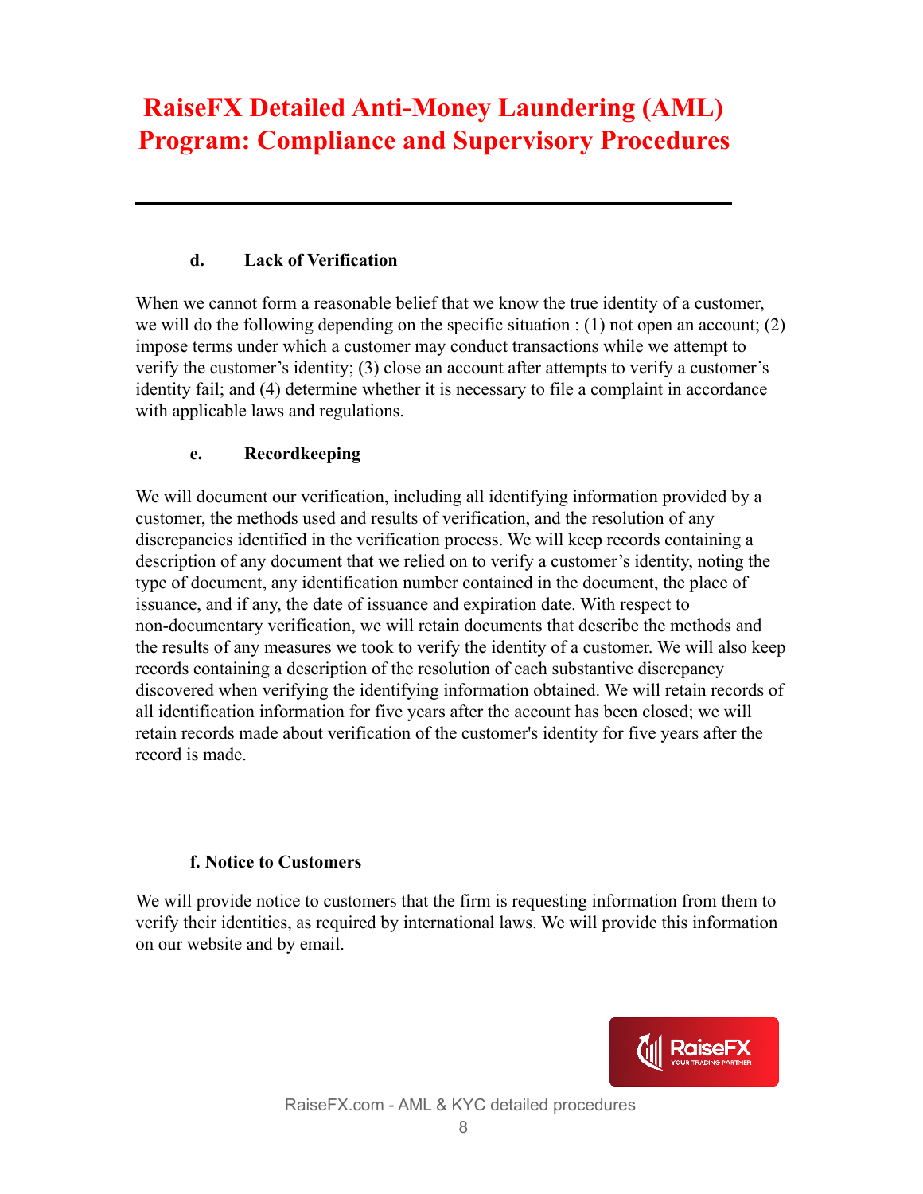#### d. Lack of Verification

When we cannot form a reasonable belief that we know the true identity of a customer, we will do the following depending on the specific situation : (1) not open an account; (2) impose terms under which a customer may conduct transactions while we attempt to verify the customer's identity; (3) close an account after attempts to verify a customer's identity fail; and (4) determine whether it is necessary to file a complaint in accordance with applicable laws and regulations.

#### e. Recordkeeping

We will document our verification, including all identifying information provided by a customer, the methods used and results of verification, and the resolution of any discrepancies identified in the verification process. We will keep records containing a description of any document that we relied on to verify a customer's identity, noting the type of document, any identification number contained in the document, the place of issuance, and if any, the date of issuance and expiration date. With respect to non-documentary verification, we will retain documents that describe the methods and the results of any measures we took to verify the identity of a customer. We will also keep records containing a description of the resolution of each substantive discrepancy discovered when verifying the identifying information obtained. We will retain records of all identification information for five years after the account has been closed; we will retain records made about verification of the customer's identity for five years after the record is made.

#### f. Notice to Customers

We will provide notice to customers that the firm is requesting information from them to verify their identities, as required by international laws. We will provide this information on our website and by email.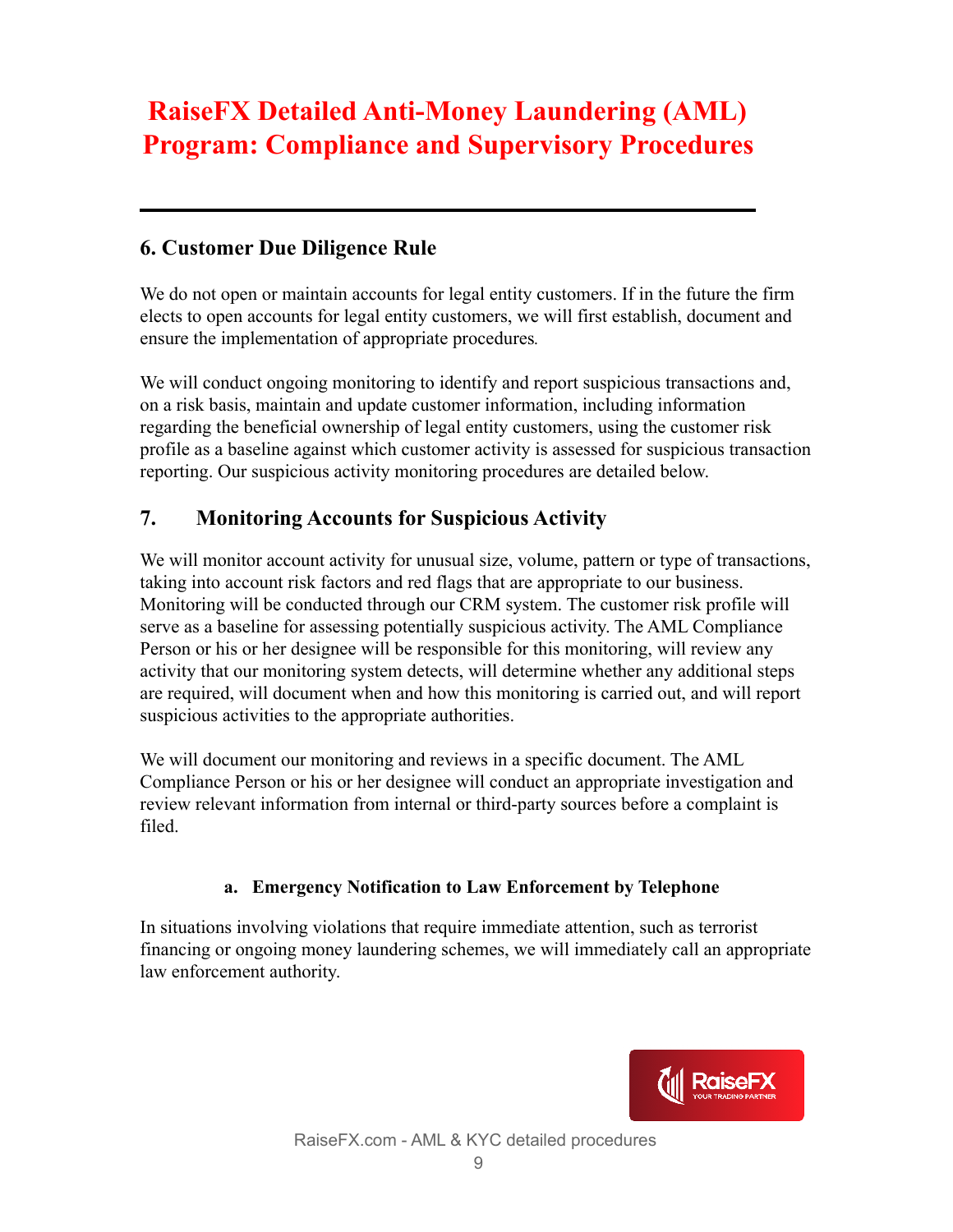# RaiseFX Detailed Anti-Money Laundering (AML) Program: Compliance and Supervisory Procedures

---

## 6. Customer Due Diligence Rule

We do not open or maintain accounts for legal entity customers. If in the future the firm elects to open accounts for legal entity customers, we will first establish, document and ensure the implementation of appropriate procedures.

We will conduct ongoing monitoring to identify and report suspicious transactions and, on a risk basis, maintain and update customer information, including information regarding the beneficial ownership of legal entity customers, using the customer risk profile as a baseline against which customer activity is assessed for suspicious transaction reporting. Our suspicious activity monitoring procedures are detailed below.

## 7. Monitoring Accounts for Suspicious Activity

We will monitor account activity for unusual size, volume, pattern or type of transactions, taking into account risk factors and red flags that are appropriate to our business. Monitoring will be conducted through our CRM system. The customer risk profile will serve as a baseline for assessing potentially suspicious activity. The AML Compliance Person or his or her designee will be responsible for this monitoring, will review any activity that our monitoring system detects, will determine whether any additional steps are required, will document when and how this monitoring is carried out, and will report suspicious activities to the appropriate authorities.

We will document our monitoring and reviews in a specific document. The AML Compliance Person or his or her designee will conduct an appropriate investigation and review relevant information from internal or third-party sources before a complaint is filed.

### a. Emergency Notification to Law Enforcement by Telephone

In situations involving violations that require immediate attention, such as terrorist financing or ongoing money laundering schemes, we will immediately call an appropriate law enforcement authority.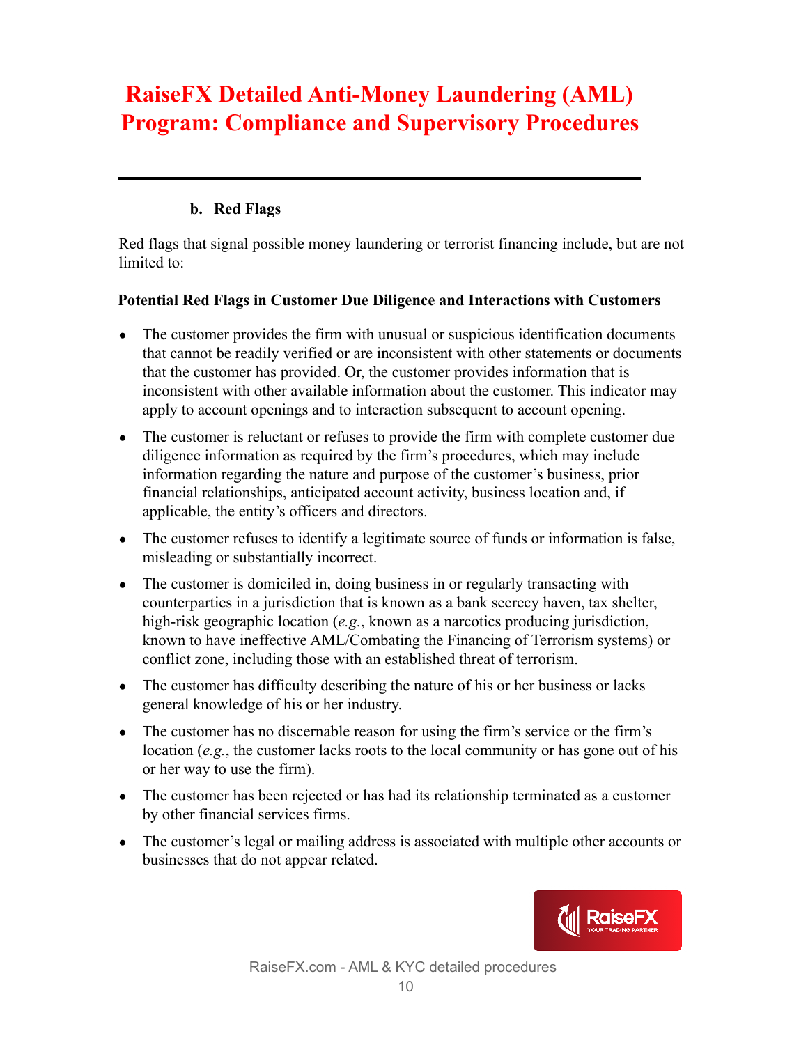**b. Red Flags**

Red flags that signal possible money laundering or terrorist financing include, but are not limited to:

**Potential Red Flags in Customer Due Diligence and Interactions with Customers**

- The customer provides the firm with unusual or suspicious identification documents that cannot be readily verified or are inconsistent with other statements or documents that the customer has provided. Or, the customer provides information that is inconsistent with other available information about the customer. This indicator may apply to account openings and to interaction subsequent to account opening.
- The customer is reluctant or refuses to provide the firm with complete customer due diligence information as required by the firm's procedures, which may include information regarding the nature and purpose of the customer's business, prior financial relationships, anticipated account activity, business location and, if applicable, the entity's officers and directors.
- The customer refuses to identify a legitimate source of funds or information is false, misleading or substantially incorrect.
- The customer is domiciled in, doing business in or regularly transacting with counterparties in a jurisdiction that is known as a bank secrecy haven, tax shelter, high-risk geographic location (*e.g.*, known as a narcotics producing jurisdiction, known to have ineffective AML/Combating the Financing of Terrorism systems) or conflict zone, including those with an established threat of terrorism.
- The customer has difficulty describing the nature of his or her business or lacks general knowledge of his or her industry.
- The customer has no discernable reason for using the firm's service or the firm's location (*e.g.*, the customer lacks roots to the local community or has gone out of his or her way to use the firm).
- The customer has been rejected or has had its relationship terminated as a customer by other financial services firms.
- The customer's legal or mailing address is associated with multiple other accounts or businesses that do not appear related.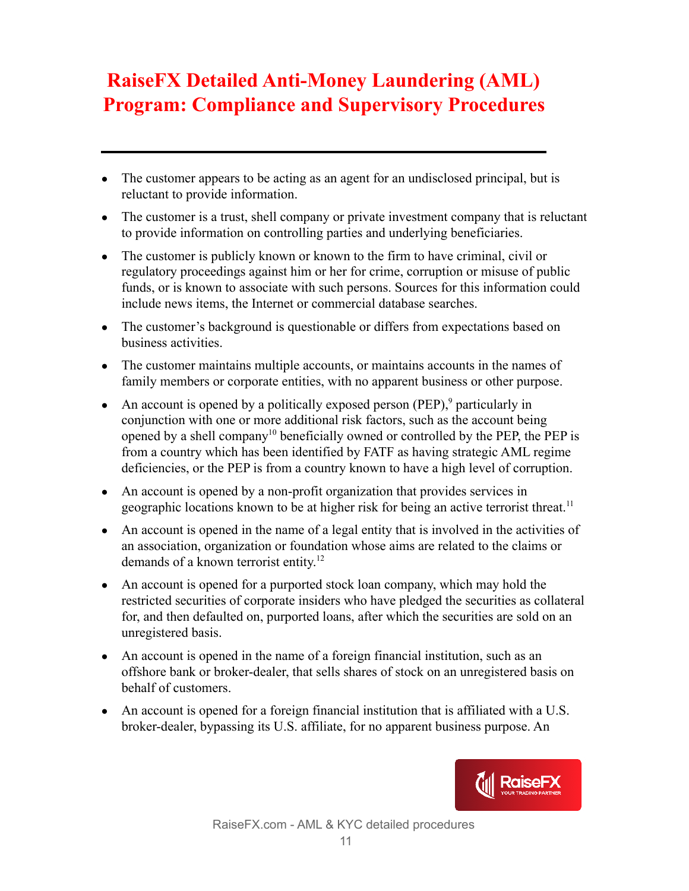# RaiseFX Detailed Anti-Money Laundering (AML) Program: Compliance and Supervisory Procedures

---

- The customer appears to be acting as an agent for an undisclosed principal, but is reluctant to provide information.
- The customer is a trust, shell company or private investment company that is reluctant to provide information on controlling parties and underlying beneficiaries.
- The customer is publicly known or known to the firm to have criminal, civil or regulatory proceedings against him or her for crime, corruption or misuse of public funds, or is known to associate with such persons. Sources for this information could include news items, the Internet or commercial database searches.
- The customer's background is questionable or differs from expectations based on business activities.
- The customer maintains multiple accounts, or maintains accounts in the names of family members or corporate entities, with no apparent business or other purpose.
- An account is opened by a politically exposed person (PEP),[9] particularly in conjunction with one or more additional risk factors, such as the account being opened by a shell company[10] beneficially owned or controlled by the PEP, the PEP is from a country which has been identified by FATF as having strategic AML regime deficiencies, or the PEP is from a country known to have a high level of corruption.
- An account is opened by a non-profit organization that provides services in geographic locations known to be at higher risk for being an active terrorist threat.[11]
- An account is opened in the name of a legal entity that is involved in the activities of an association, organization or foundation whose aims are related to the claims or demands of a known terrorist entity.[12]
- An account is opened for a purported stock loan company, which may hold the restricted securities of corporate insiders who have pledged the securities as collateral for, and then defaulted on, purported loans, after which the securities are sold on an unregistered basis.
- An account is opened in the name of a foreign financial institution, such as an offshore bank or broker-dealer, that sells shares of stock on an unregistered basis on behalf of customers.
- An account is opened for a foreign financial institution that is affiliated with a U.S. broker-dealer, bypassing its U.S. affiliate, for no apparent business purpose. An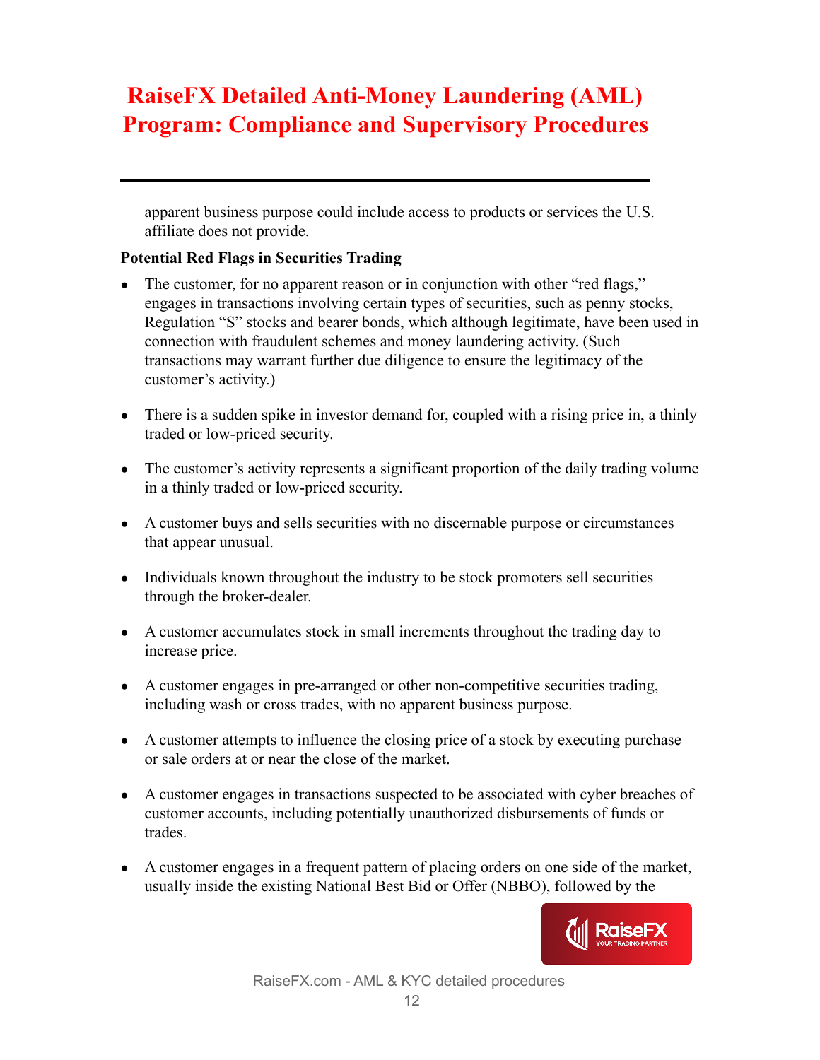apparent business purpose could include access to products or services the U.S. affiliate does not provide.

**Potential Red Flags in Securities Trading**

- The customer, for no apparent reason or in conjunction with other "red flags," engages in transactions involving certain types of securities, such as penny stocks, Regulation "S" stocks and bearer bonds, which although legitimate, have been used in connection with fraudulent schemes and money laundering activity. (Such transactions may warrant further due diligence to ensure the legitimacy of the customer's activity.)

- There is a sudden spike in investor demand for, coupled with a rising price in, a thinly traded or low-priced security.

- The customer's activity represents a significant proportion of the daily trading volume in a thinly traded or low-priced security.

- A customer buys and sells securities with no discernable purpose or circumstances that appear unusual.

- Individuals known throughout the industry to be stock promoters sell securities through the broker-dealer.

- A customer accumulates stock in small increments throughout the trading day to increase price.

- A customer engages in pre-arranged or other non-competitive securities trading, including wash or cross trades, with no apparent business purpose.

- A customer attempts to influence the closing price of a stock by executing purchase or sale orders at or near the close of the market.

- A customer engages in transactions suspected to be associated with cyber breaches of customer accounts, including potentially unauthorized disbursements of funds or trades.

- A customer engages in a frequent pattern of placing orders on one side of the market, usually inside the existing National Best Bid or Offer (NBBO), followed by the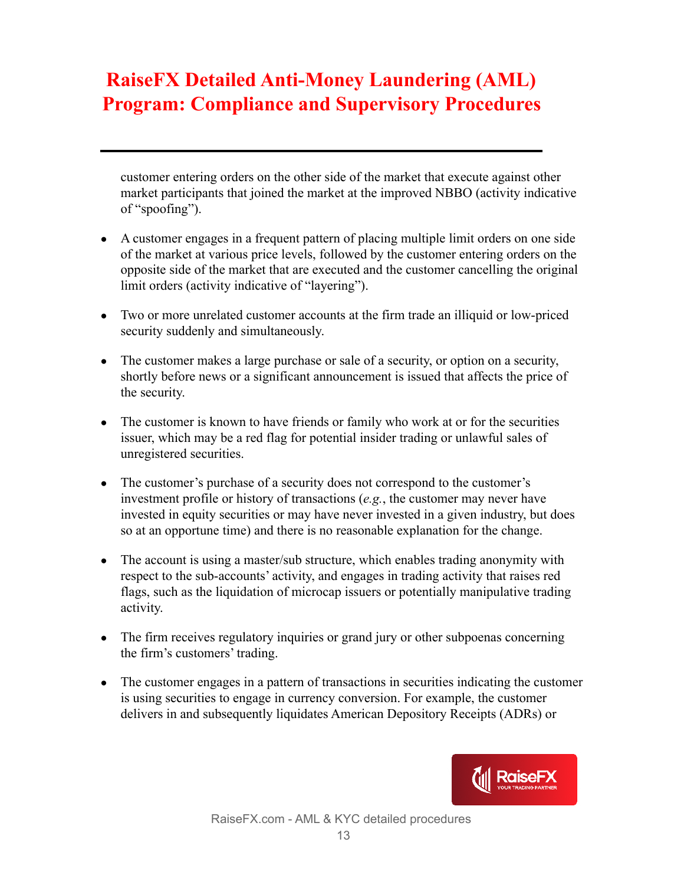customer entering orders on the other side of the market that execute against other market participants that joined the market at the improved NBBO (activity indicative of "spoofing").

- A customer engages in a frequent pattern of placing multiple limit orders on one side of the market at various price levels, followed by the customer entering orders on the opposite side of the market that are executed and the customer cancelling the original limit orders (activity indicative of "layering").
- Two or more unrelated customer accounts at the firm trade an illiquid or low-priced security suddenly and simultaneously.
- The customer makes a large purchase or sale of a security, or option on a security, shortly before news or a significant announcement is issued that affects the price of the security.
- The customer is known to have friends or family who work at or for the securities issuer, which may be a red flag for potential insider trading or unlawful sales of unregistered securities.
- The customer's purchase of a security does not correspond to the customer's investment profile or history of transactions (*e.g.*, the customer may never have invested in equity securities or may have never invested in a given industry, but does so at an opportune time) and there is no reasonable explanation for the change.
- The account is using a master/sub structure, which enables trading anonymity with respect to the sub-accounts' activity, and engages in trading activity that raises red flags, such as the liquidation of microcap issuers or potentially manipulative trading activity.
- The firm receives regulatory inquiries or grand jury or other subpoenas concerning the firm's customers' trading.
- The customer engages in a pattern of transactions in securities indicating the customer is using securities to engage in currency conversion. For example, the customer delivers in and subsequently liquidates American Depository Receipts (ADRs) or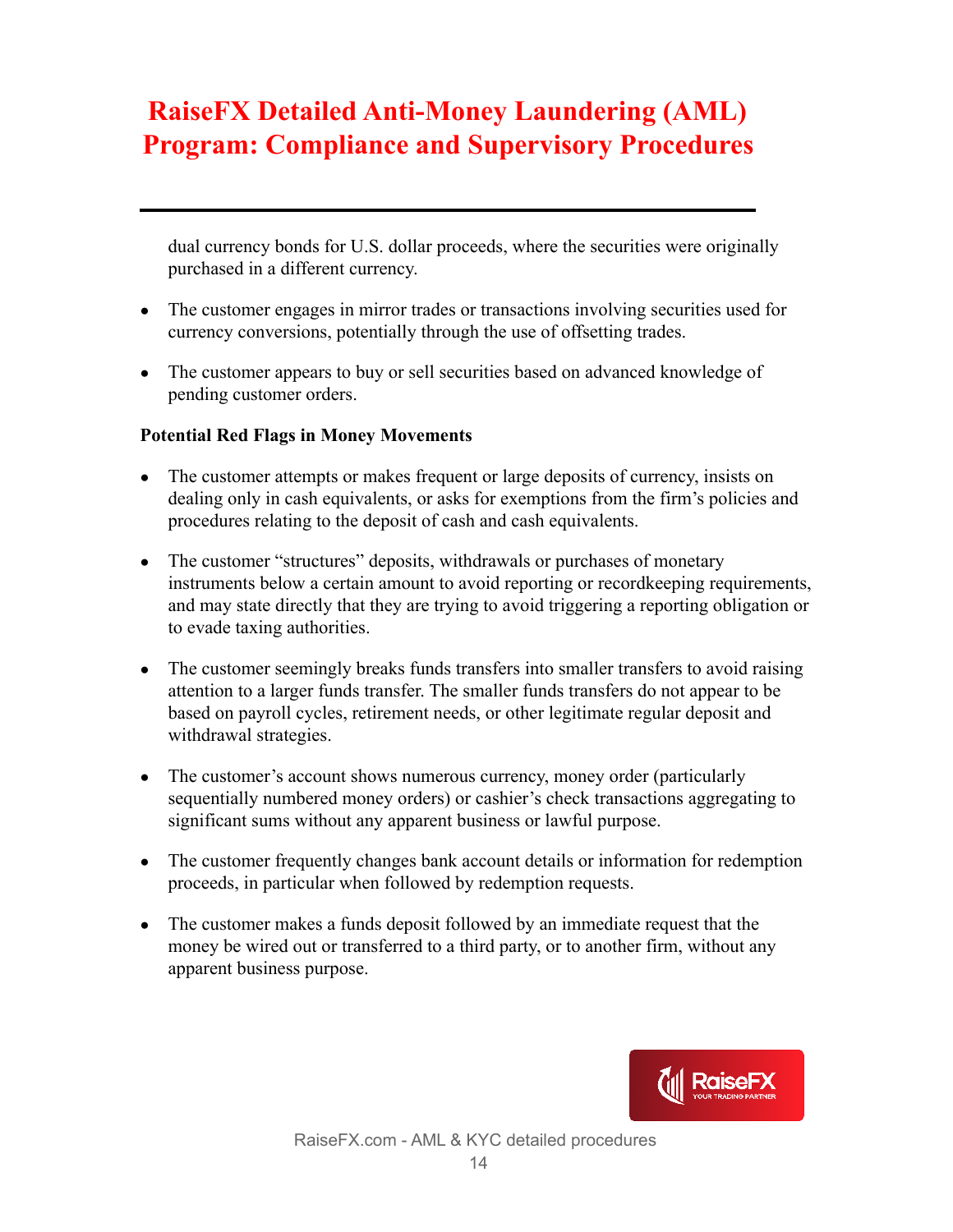dual currency bonds for U.S. dollar proceeds, where the securities were originally purchased in a different currency.

- The customer engages in mirror trades or transactions involving securities used for currency conversions, potentially through the use of offsetting trades.
- The customer appears to buy or sell securities based on advanced knowledge of pending customer orders.

**Potential Red Flags in Money Movements**

- The customer attempts or makes frequent or large deposits of currency, insists on dealing only in cash equivalents, or asks for exemptions from the firm's policies and procedures relating to the deposit of cash and cash equivalents.
- The customer "structures" deposits, withdrawals or purchases of monetary instruments below a certain amount to avoid reporting or recordkeeping requirements, and may state directly that they are trying to avoid triggering a reporting obligation or to evade taxing authorities.
- The customer seemingly breaks funds transfers into smaller transfers to avoid raising attention to a larger funds transfer. The smaller funds transfers do not appear to be based on payroll cycles, retirement needs, or other legitimate regular deposit and withdrawal strategies.
- The customer's account shows numerous currency, money order (particularly sequentially numbered money orders) or cashier's check transactions aggregating to significant sums without any apparent business or lawful purpose.
- The customer frequently changes bank account details or information for redemption proceeds, in particular when followed by redemption requests.
- The customer makes a funds deposit followed by an immediate request that the money be wired out or transferred to a third party, or to another firm, without any apparent business purpose.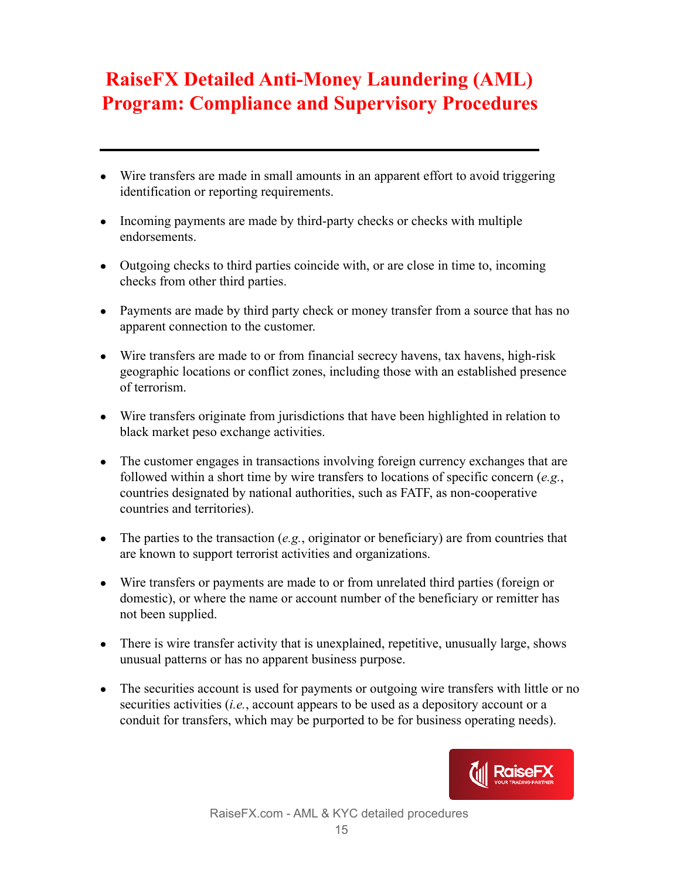- Wire transfers are made in small amounts in an apparent effort to avoid triggering identification or reporting requirements.

- Incoming payments are made by third-party checks or checks with multiple endorsements.

- Outgoing checks to third parties coincide with, or are close in time to, incoming checks from other third parties.

- Payments are made by third party check or money transfer from a source that has no apparent connection to the customer.

- Wire transfers are made to or from financial secrecy havens, tax havens, high-risk geographic locations or conflict zones, including those with an established presence of terrorism.

- Wire transfers originate from jurisdictions that have been highlighted in relation to black market peso exchange activities.

- The customer engages in transactions involving foreign currency exchanges that are followed within a short time by wire transfers to locations of specific concern (*e.g.*, countries designated by national authorities, such as FATF, as non-cooperative countries and territories).

- The parties to the transaction (*e.g.*, originator or beneficiary) are from countries that are known to support terrorist activities and organizations.

- Wire transfers or payments are made to or from unrelated third parties (foreign or domestic), or where the name or account number of the beneficiary or remitter has not been supplied.

- There is wire transfer activity that is unexplained, repetitive, unusually large, shows unusual patterns or has no apparent business purpose.

- The securities account is used for payments or outgoing wire transfers with little or no securities activities (*i.e.*, account appears to be used as a depository account or a conduit for transfers, which may be purported to be for business operating needs).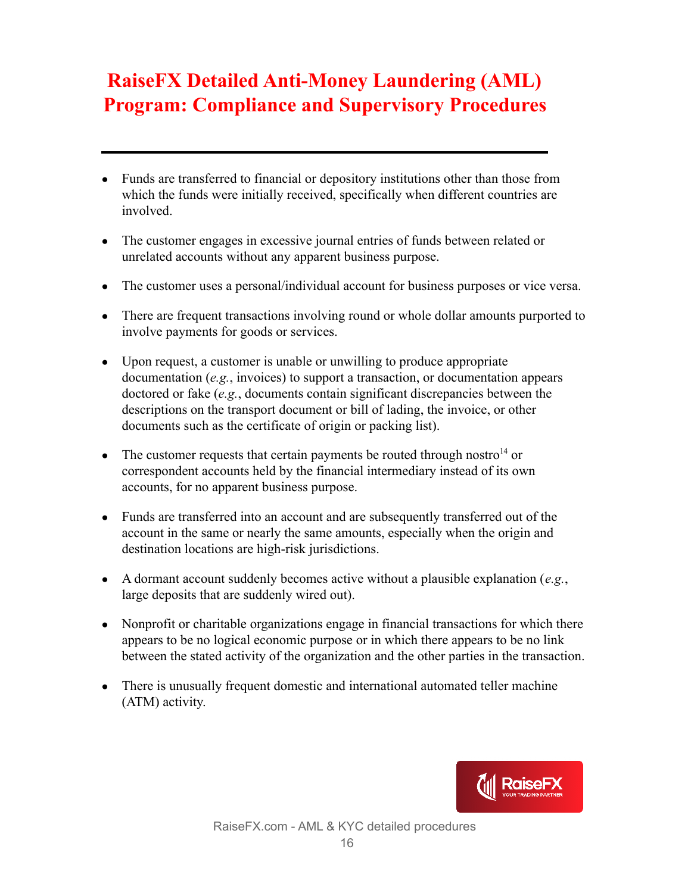# RaiseFX Detailed Anti-Money Laundering (AML) Program: Compliance and Supervisory Procedures

- Funds are transferred to financial or depository institutions other than those from which the funds were initially received, specifically when different countries are involved.

- The customer engages in excessive journal entries of funds between related or unrelated accounts without any apparent business purpose.

- The customer uses a personal/individual account for business purposes or vice versa.

- There are frequent transactions involving round or whole dollar amounts purported to involve payments for goods or services.

- Upon request, a customer is unable or unwilling to produce appropriate documentation (*e.g.*, invoices) to support a transaction, or documentation appears doctored or fake (*e.g.*, documents contain significant discrepancies between the descriptions on the transport document or bill of lading, the invoice, or other documents such as the certificate of origin or packing list).

- The customer requests that certain payments be routed through nostro[14] or correspondent accounts held by the financial intermediary instead of its own accounts, for no apparent business purpose.

- Funds are transferred into an account and are subsequently transferred out of the account in the same or nearly the same amounts, especially when the origin and destination locations are high-risk jurisdictions.

- A dormant account suddenly becomes active without a plausible explanation (*e.g.*, large deposits that are suddenly wired out).

- Nonprofit or charitable organizations engage in financial transactions for which there appears to be no logical economic purpose or in which there appears to be no link between the stated activity of the organization and the other parties in the transaction.

- There is unusually frequent domestic and international automated teller machine (ATM) activity.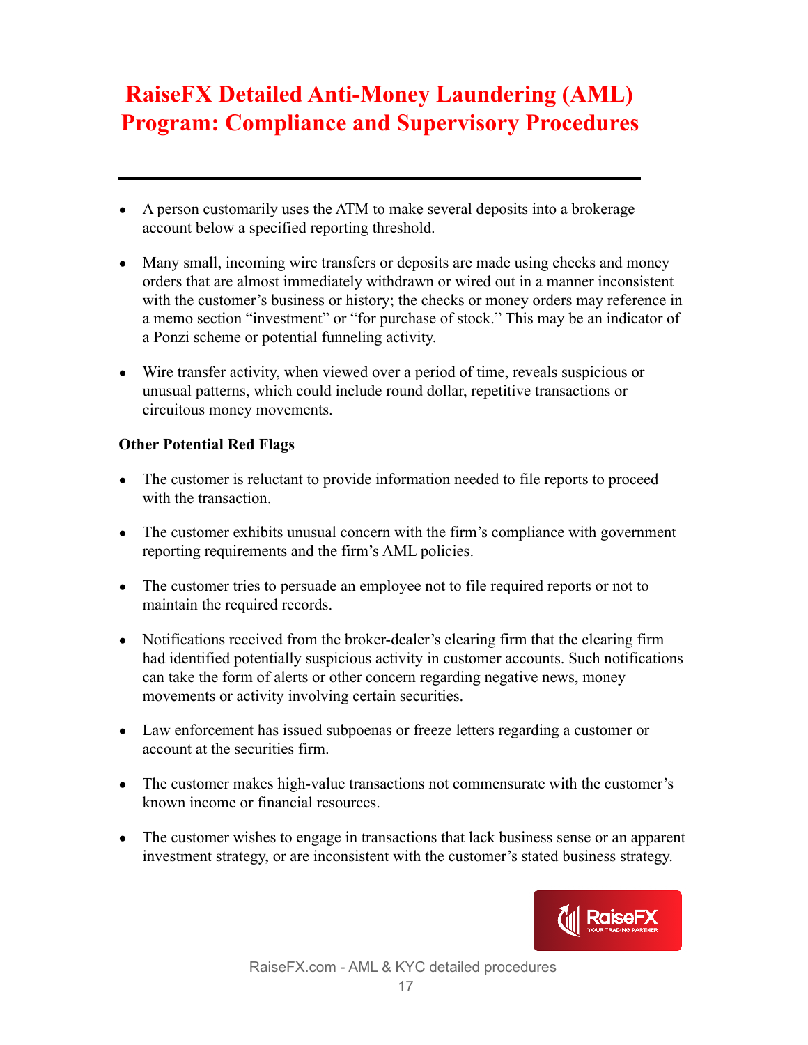# RaiseFX Detailed Anti-Money Laundering (AML) Program: Compliance and Supervisory Procedures

- A person customarily uses the ATM to make several deposits into a brokerage account below a specified reporting threshold.
- Many small, incoming wire transfers or deposits are made using checks and money orders that are almost immediately withdrawn or wired out in a manner inconsistent with the customer's business or history; the checks or money orders may reference in a memo section "investment" or "for purchase of stock." This may be an indicator of a Ponzi scheme or potential funneling activity.
- Wire transfer activity, when viewed over a period of time, reveals suspicious or unusual patterns, which could include round dollar, repetitive transactions or circuitous money movements.

**Other Potential Red Flags**

- The customer is reluctant to provide information needed to file reports to proceed with the transaction.
- The customer exhibits unusual concern with the firm's compliance with government reporting requirements and the firm's AML policies.
- The customer tries to persuade an employee not to file required reports or not to maintain the required records.
- Notifications received from the broker-dealer's clearing firm that the clearing firm had identified potentially suspicious activity in customer accounts. Such notifications can take the form of alerts or other concern regarding negative news, money movements or activity involving certain securities.
- Law enforcement has issued subpoenas or freeze letters regarding a customer or account at the securities firm.
- The customer makes high-value transactions not commensurate with the customer's known income or financial resources.
- The customer wishes to engage in transactions that lack business sense or an apparent investment strategy, or are inconsistent with the customer's stated business strategy.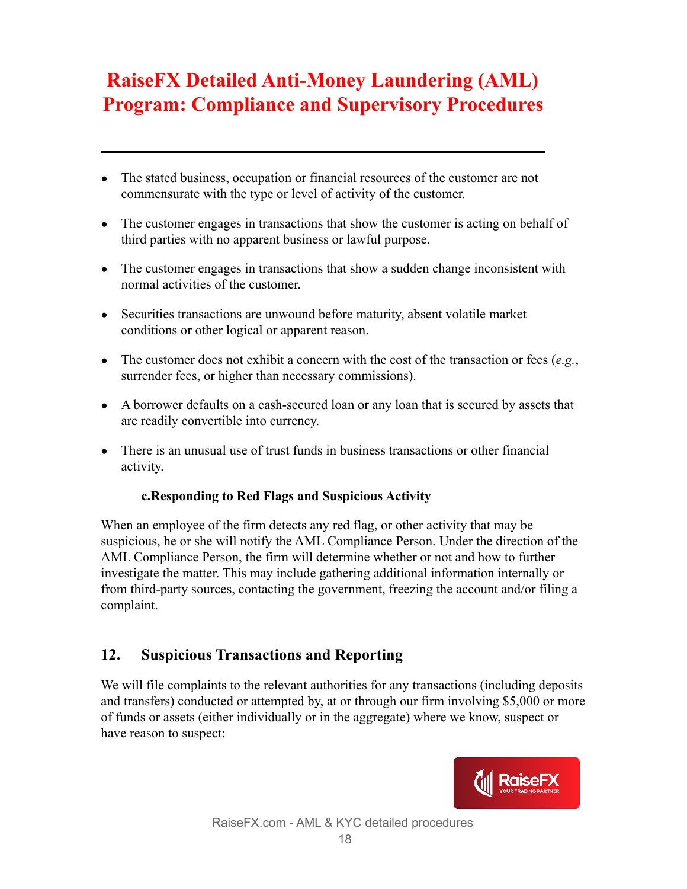- The stated business, occupation or financial resources of the customer are not commensurate with the type or level of activity of the customer.
- The customer engages in transactions that show the customer is acting on behalf of third parties with no apparent business or lawful purpose.
- The customer engages in transactions that show a sudden change inconsistent with normal activities of the customer.
- Securities transactions are unwound before maturity, absent volatile market conditions or other logical or apparent reason.
- The customer does not exhibit a concern with the cost of the transaction or fees (*e.g.*, surrender fees, or higher than necessary commissions).
- A borrower defaults on a cash-secured loan or any loan that is secured by assets that are readily convertible into currency.
- There is an unusual use of trust funds in business transactions or other financial activity.

**c.Responding to Red Flags and Suspicious Activity**

When an employee of the firm detects any red flag, or other activity that may be suspicious, he or she will notify the AML Compliance Person. Under the direction of the AML Compliance Person, the firm will determine whether or not and how to further investigate the matter. This may include gathering additional information internally or from third-party sources, contacting the government, freezing the account and/or filing a complaint.

## 12. Suspicious Transactions and Reporting

We will file complaints to the relevant authorities for any transactions (including deposits and transfers) conducted or attempted by, at or through our firm involving $5,000 or more of funds or assets (either individually or in the aggregate) where we know, suspect or have reason to suspect: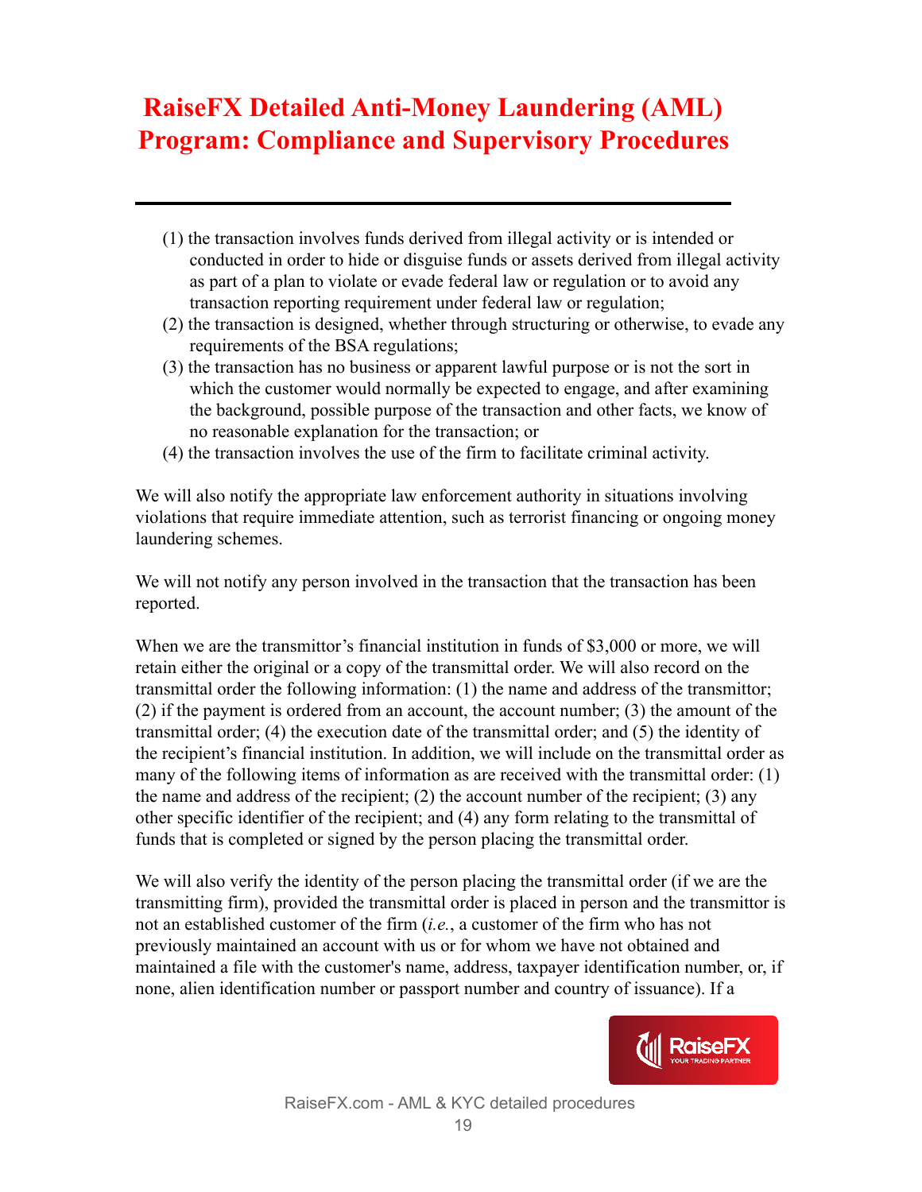(1) the transaction involves funds derived from illegal activity or is intended or conducted in order to hide or disguise funds or assets derived from illegal activity as part of a plan to violate or evade federal law or regulation or to avoid any transaction reporting requirement under federal law or regulation;

(2) the transaction is designed, whether through structuring or otherwise, to evade any requirements of the BSA regulations;

(3) the transaction has no business or apparent lawful purpose or is not the sort in which the customer would normally be expected to engage, and after examining the background, possible purpose of the transaction and other facts, we know of no reasonable explanation for the transaction; or

(4) the transaction involves the use of the firm to facilitate criminal activity.

We will also notify the appropriate law enforcement authority in situations involving violations that require immediate attention, such as terrorist financing or ongoing money laundering schemes.

We will not notify any person involved in the transaction that the transaction has been reported.

When we are the transmittor's financial institution in funds of $3,000 or more, we will retain either the original or a copy of the transmittal order. We will also record on the transmittal order the following information: (1) the name and address of the transmittor; (2) if the payment is ordered from an account, the account number; (3) the amount of the transmittal order; (4) the execution date of the transmittal order; and (5) the identity of the recipient's financial institution. In addition, we will include on the transmittal order as many of the following items of information as are received with the transmittal order: (1) the name and address of the recipient; (2) the account number of the recipient; (3) any other specific identifier of the recipient; and (4) any form relating to the transmittal of funds that is completed or signed by the person placing the transmittal order.

We will also verify the identity of the person placing the transmittal order (if we are the transmitting firm), provided the transmittal order is placed in person and the transmittor is not an established customer of the firm (*i.e.*, a customer of the firm who has not previously maintained an account with us or for whom we have not obtained and maintained a file with the customer's name, address, taxpayer identification number, or, if none, alien identification number or passport number and country of issuance). If a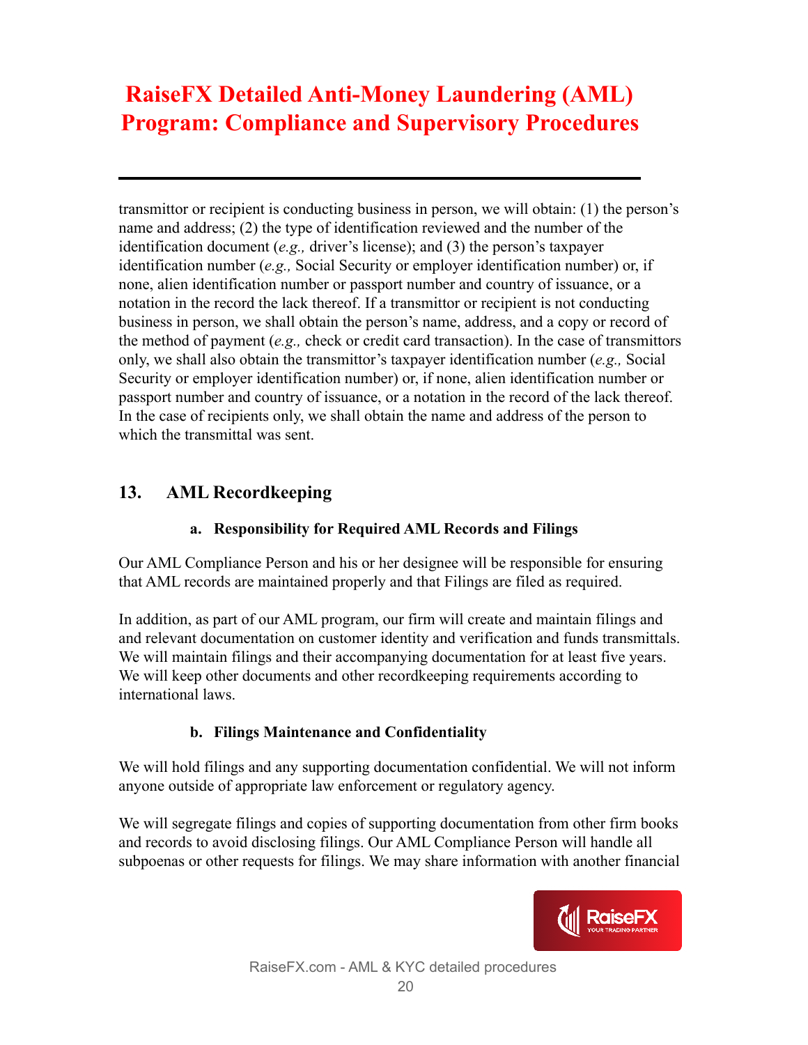transmittor or recipient is conducting business in person, we will obtain: (1) the person's name and address; (2) the type of identification reviewed and the number of the identification document (*e.g.,* driver's license); and (3) the person's taxpayer identification number (*e.g.,* Social Security or employer identification number) or, if none, alien identification number or passport number and country of issuance, or a notation in the record the lack thereof. If a transmittor or recipient is not conducting business in person, we shall obtain the person's name, address, and a copy or record of the method of payment (*e.g.,* check or credit card transaction). In the case of transmittors only, we shall also obtain the transmittor's taxpayer identification number (*e.g.,* Social Security or employer identification number) or, if none, alien identification number or passport number and country of issuance, or a notation in the record of the lack thereof. In the case of recipients only, we shall obtain the name and address of the person to which the transmittal was sent.

## 13. AML Recordkeeping

### a. Responsibility for Required AML Records and Filings

Our AML Compliance Person and his or her designee will be responsible for ensuring that AML records are maintained properly and that Filings are filed as required.

In addition, as part of our AML program, our firm will create and maintain filings and and relevant documentation on customer identity and verification and funds transmittals. We will maintain filings and their accompanying documentation for at least five years. We will keep other documents and other recordkeeping requirements according to international laws.

### b. Filings Maintenance and Confidentiality

We will hold filings and any supporting documentation confidential. We will not inform anyone outside of appropriate law enforcement or regulatory agency.

We will segregate filings and copies of supporting documentation from other firm books and records to avoid disclosing filings. Our AML Compliance Person will handle all subpoenas or other requests for filings. We may share information with another financial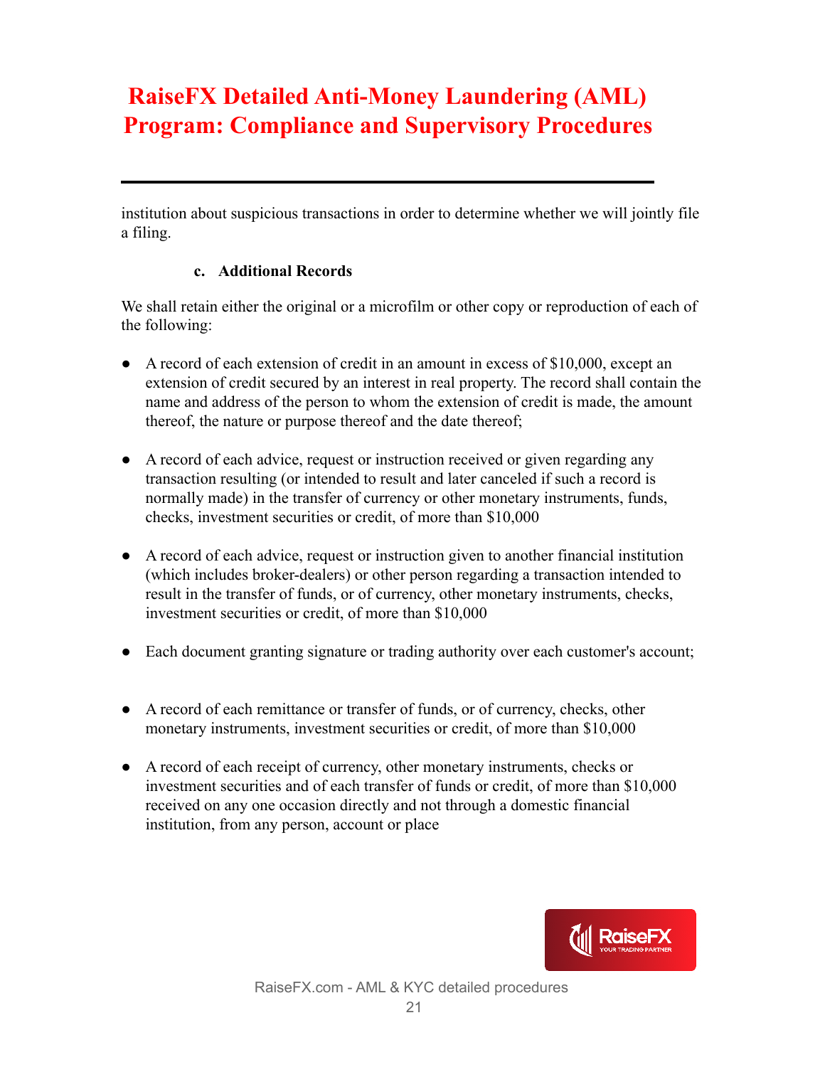institution about suspicious transactions in order to determine whether we will jointly file a filing.

### c. Additional Records

We shall retain either the original or a microfilm or other copy or reproduction of each of the following:

- A record of each extension of credit in an amount in excess of $10,000, except an extension of credit secured by an interest in real property. The record shall contain the name and address of the person to whom the extension of credit is made, the amount thereof, the nature or purpose thereof and the date thereof;

- A record of each advice, request or instruction received or given regarding any transaction resulting (or intended to result and later canceled if such a record is normally made) in the transfer of currency or other monetary instruments, funds, checks, investment securities or credit, of more than $10,000

- A record of each advice, request or instruction given to another financial institution (which includes broker-dealers) or other person regarding a transaction intended to result in the transfer of funds, or of currency, other monetary instruments, checks, investment securities or credit, of more than $10,000

- Each document granting signature or trading authority over each customer's account;

- A record of each remittance or transfer of funds, or of currency, checks, other monetary instruments, investment securities or credit, of more than $10,000

- A record of each receipt of currency, other monetary instruments, checks or investment securities and of each transfer of funds or credit, of more than $10,000 received on any one occasion directly and not through a domestic financial institution, from any person, account or place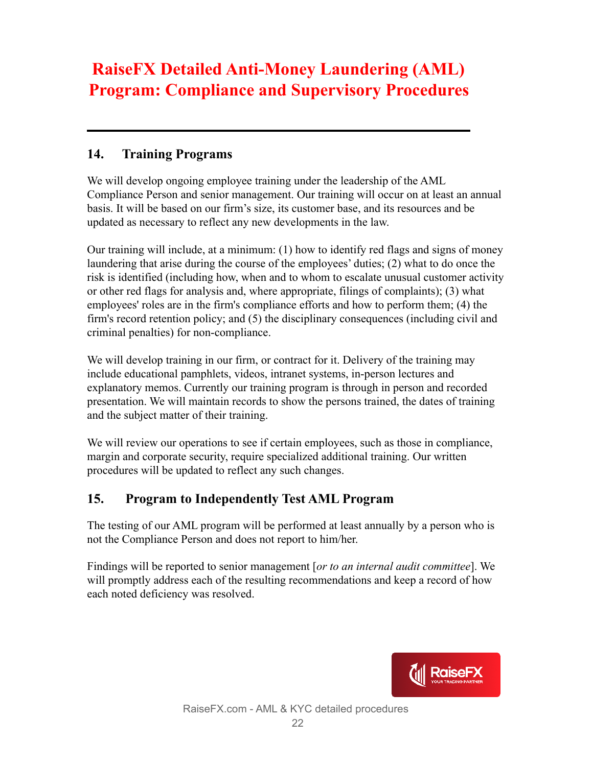# RaiseFX Detailed Anti-Money Laundering (AML) Program: Compliance and Supervisory Procedures

---

## 14. Training Programs

We will develop ongoing employee training under the leadership of the AML Compliance Person and senior management. Our training will occur on at least an annual basis. It will be based on our firm's size, its customer base, and its resources and be updated as necessary to reflect any new developments in the law.

Our training will include, at a minimum: (1) how to identify red flags and signs of money laundering that arise during the course of the employees' duties; (2) what to do once the risk is identified (including how, when and to whom to escalate unusual customer activity or other red flags for analysis and, where appropriate, filings of complaints); (3) what employees' roles are in the firm's compliance efforts and how to perform them; (4) the firm's record retention policy; and (5) the disciplinary consequences (including civil and criminal penalties) for non-compliance.

We will develop training in our firm, or contract for it. Delivery of the training may include educational pamphlets, videos, intranet systems, in-person lectures and explanatory memos. Currently our training program is through in person and recorded presentation. We will maintain records to show the persons trained, the dates of training and the subject matter of their training.

We will review our operations to see if certain employees, such as those in compliance, margin and corporate security, require specialized additional training. Our written procedures will be updated to reflect any such changes.

## 15. Program to Independently Test AML Program

The testing of our AML program will be performed at least annually by a person who is not the Compliance Person and does not report to him/her.

Findings will be reported to senior management [*or to an internal audit committee*]. We will promptly address each of the resulting recommendations and keep a record of how each noted deficiency was resolved.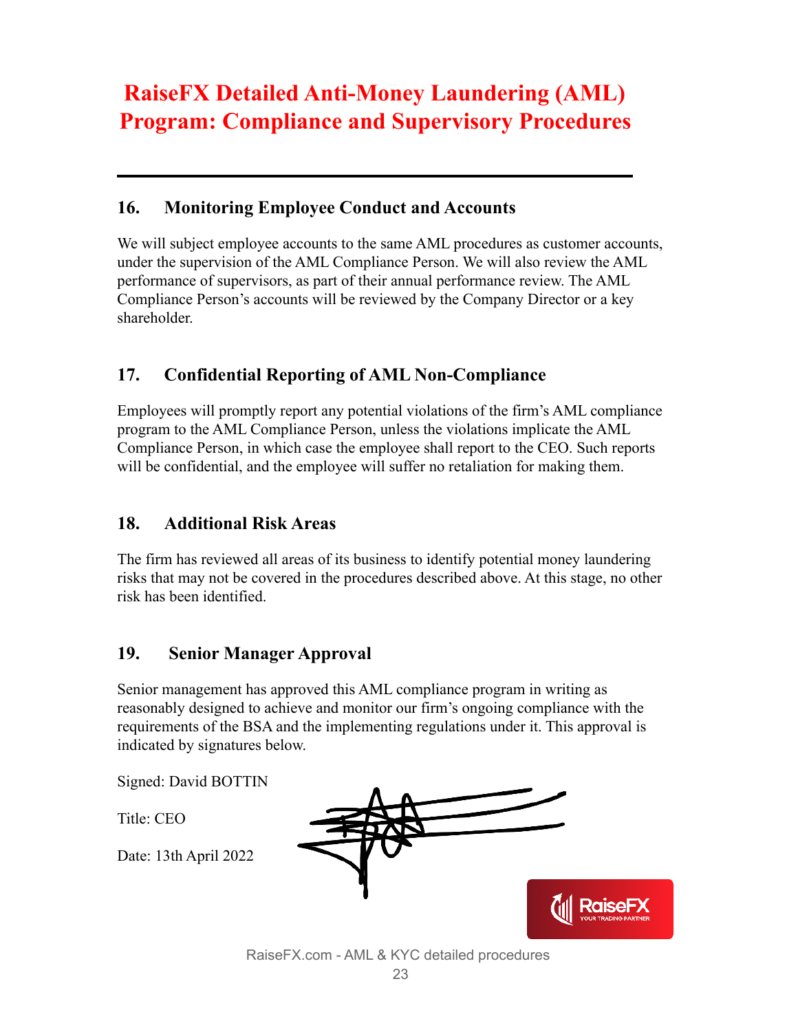# RaiseFX Detailed Anti-Money Laundering (AML) Program: Compliance and Supervisory Procedures

---

## 16. Monitoring Employee Conduct and Accounts

We will subject employee accounts to the same AML procedures as customer accounts, under the supervision of the AML Compliance Person. We will also review the AML performance of supervisors, as part of their annual performance review. The AML Compliance Person's accounts will be reviewed by the Company Director or a key shareholder.

## 17. Confidential Reporting of AML Non-Compliance

Employees will promptly report any potential violations of the firm's AML compliance program to the AML Compliance Person, unless the violations implicate the AML Compliance Person, in which case the employee shall report to the CEO. Such reports will be confidential, and the employee will suffer no retaliation for making them.

## 18. Additional Risk Areas

The firm has reviewed all areas of its business to identify potential money laundering risks that may not be covered in the procedures described above. At this stage, no other risk has been identified.

## 19. Senior Manager Approval

Senior management has approved this AML compliance program in writing as reasonably designed to achieve and monitor our firm's ongoing compliance with the requirements of the BSA and the implementing regulations under it. This approval is indicated by signatures below.

Signed: David BOTTIN

Title: CEO

Date: 13th April 2022